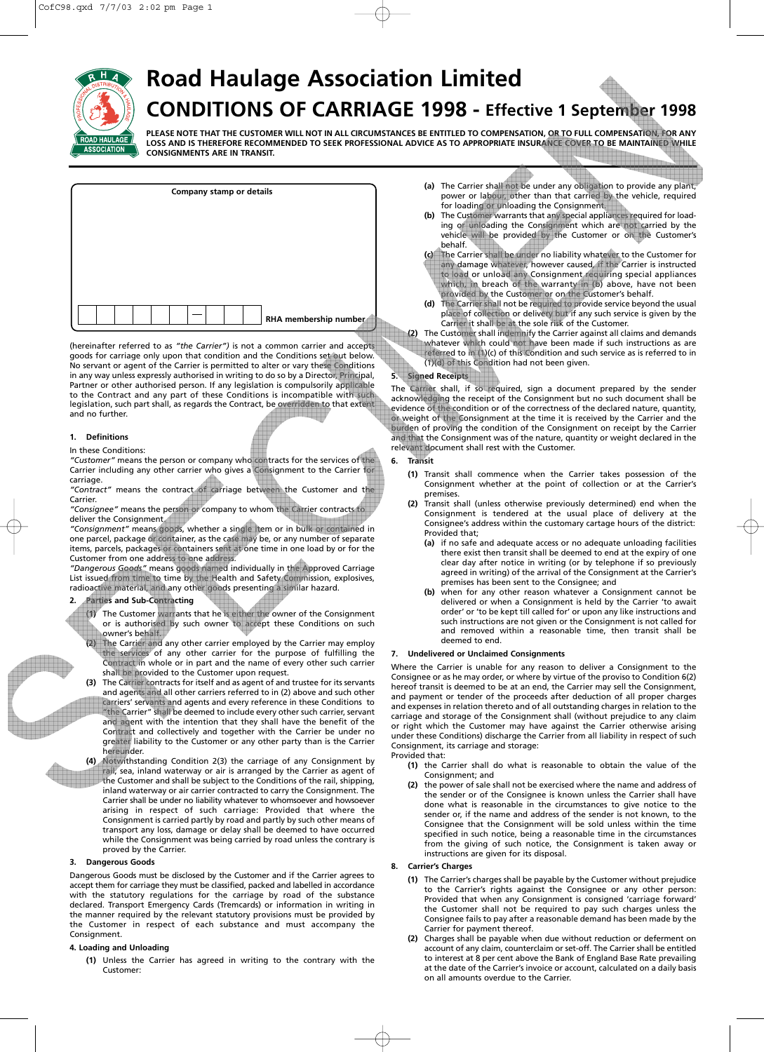# Road Haulage Association Limited

## CONDITIONS OF CARRIAGE 1998 - Effective 1 September 1998

**PLEASE NOTE THAT THE CUSTOMER WILL NOT IN ALL CIRCUMSTANCES BE ENTITLED TO COMPENSATION, OR TO FULL COMPENSATION, FOR ANY LOSS AND IS THEREFORE RECOMMENDED TO SEEK PROFESSIONAL ADVICE AS TO APPROPRIATE INSURANCE COVER TO BE MAINTAINED WHILE CONSIGNMENTS ARE IN TRANSIT.**

**Company stamp or details**

**RHA membership number**

(hereinafter referred to as *"the Carrier"*) is not a common carrier and accepts goods for carriage only upon that condition and the Conditions set out below. No servant or agent of the Carrier is permitted to alter or vary these Conditions in any way unless expressly authorised in writing to do so by a Director, Principal, Partner or other authorised person. If any legislation is compulsorily applicable to the Contract and any part of these Conditions is incompatible with such legislation, such part shall, as regards the Contract, be overridden to that extent and no further.

### 1. Definitions

In these Conditions:

*"Customer"* means the person or company who contracts for the services of the Carrier including any other carrier who gives a Consignment to the Carrier for carriage.

*"Contract"* means the contract of carriage between the Customer and the Carrier.

*"Consignee"* means the person or company to whom the Carrier contracts to deliver the Consignment.

*"Consignment"* means goods, whether a single item or in bulk or contained in one parcel, package or container, as the case may be, or any number of separate items, parcels, packages or containers sent at one time in one load by or for the Customer from one address to one address.

*"Dangerous Goods"* means goods named individually in the Approved Carriage List issued from time to time by the Health and Safety Commission, explosives, radioactive material, and any other goods presenting a similar hazard.

### 2. Parties and Sub-Contracting

**(1)** The Customer warrants that he is either the owner of the Consignment or is authorised by such owner to accept these Conditions on such owner's behalf.

**(2)** The Carrier and any other carrier employed by the Carrier may employ the services of any other carrier for the purpose of fulfilling the Contract in whole or in part and the name of every other such carrier shall be provided to the Customer upon request.

**(3)** The Carrier contracts for itself and as agent of and trustee for its servants and agents and all other carriers referred to in (2) above and such other carriers' servants and agents and every reference in these Conditions to "the Carrier" shall be deemed to include every other such carrier, servant and agent with the intention that they shall have the benefit of the Contract and collectively and together with the Carrier be under no greater liability to the Customer or any other party than is the Carrier hereunder.

**(4)** Notwithstanding Condition 2(3) the carriage of any Consignment by rail, sea, inland waterway or air is arranged by the Carrier as agent of the Customer and shall be subject to the Conditions of the rail, shipping, inland waterway or air carrier contracted to carry the Consignment. The Carrier shall be under no liability whatever to whomsoever and howsoever arising in respect of such carriage: Provided that where the Consignment is carried partly by road and partly by such other means of transport any loss, damage or delay shall be deemed to have occurred while the Consignment was being carried by road unless the contrary is proved by the Carrier.

### 3. Dangerous Goods

Dangerous Goods must be disclosed by the Customer and if the Carrier agrees to accept them for carriage they must be classified, packed and labelled in accordance with the statutory regulations for the carriage by road of the substance declared. Transport Emergency Cards (Tremcards) or information in writing in the manner required by the relevant statutory provisions must be provided by the Customer in respect of each substance and must accompany the Consignment.

### 4. Loading and Unloading

**(1)** Unless the Carrier has agreed in writing to the contrary with the Customer:

**(a)** The Carrier shall not be under any obligation to provide any plant, power or labour, other than that carried by the vehicle, required for loading or unloading the Consignment.

**(b)** The Customer warrants that any special appliances required for loading or unloading the Consignment which are not carried by the vehicle will be provided by the Customer or on the Customer's behalf.

**(c)** The Carrier shall be under no liability whatever to the Customer for any damage whatever, however caused, if the Carrier is instructed to load or unload any Consignment requiring special appliances which, in breach of the warranty in (b) above, have not been provided by the Customer or on the Customer's behalf.

**(d)** The Carrier shall not be required to provide service beyond the usual place of collection or delivery but if any such service is given by the Carrier it shall be at the sole risk of the Customer.

**(2)** The Customer shall indemnify the Carrier against all claims and demands whatever which could not have been made if such instructions as are referred to in (1)(c) of this Condition and such service as is referred to in (1)(d) of this Condition had not been given.

### 5. Signed Receipts

The Carrier shall, if so required, sign a document prepared by the sender acknowledging the receipt of the Consignment but no such document shall be evidence of the condition or of the correctness of the declared nature, quantity, or weight of the Consignment at the time it is received by the Carrier and the burden of proving the condition of the Consignment on receipt by the Carrier and that the Consignment was of the nature, quantity or weight declared in the relevant document shall rest with the Customer.

### 6. Transit

**(1)** Transit shall commence when the Carrier takes possession of the Consignment whether at the point of collection or at the Carrier's premises.

**(2)** Transit shall (unless otherwise previously determined) end when the Consignment is tendered at the usual place of delivery at the Consignee's address within the customary cartage hours of the district: Provided that:

**(a)** if no safe and adequate access or no adequate unloading facilities there exist then transit shall be deemed to end at the expiry of one clear day after notice in writing (or by telephone if so previously agreed in writing) of the arrival of the Consignment at the Carrier's premises has been sent to the Consignee; and

**(b)** when for any other reason whatever a Consignment cannot be delivered or when a Consignment is held by the Carrier 'to await order' or 'to be kept till called for' or upon any like instructions and such instructions are not given or the Consignment is not called for and removed within a reasonable time, then transit shall be deemed to end.

### 7. Undelivered or Unclaimed Consignments

Where the Carrier is unable for any reason to deliver a Consignment to the Consignee or as he may order, or where by virtue of the proviso to Condition 6(2) hereof transit is deemed to be at an end, the Carrier may sell the Consignment, and payment or tender of the proceeds after deduction of all proper charges and expenses in relation thereto and of all outstanding charges in relation to the carriage and storage of the Consignment shall (without prejudice to any claim or right which the Customer may have against the Carrier otherwise arising under these Conditions) discharge the Carrier from all liability in respect of such Consignment, its carriage and storage:

Provided that:

**(1)** the Carrier shall do what is reasonable to obtain the value of the Consignment; and

**(2)** the power of sale shall not be exercised where the name and address of the sender or of the Consignee is known unless the Carrier shall have done what is reasonable in the circumstances to give notice to the sender or, if the name and address of the sender is not known, to the Consignee that the Consignment will be sold unless within the time specified in such notice, being a reasonable time in the circumstances from the giving of such notice, the Consignment is taken away or instructions are given for its disposal.

### 8. Carrier's Charges

**(1)** The Carrier's charges shall be payable by the Customer without prejudice to the Carrier's rights against the Consignee or any other person: Provided that when any Consignment is consigned 'carriage forward' the Customer shall not be required to pay such charges unless the Consignee fails to pay after a reasonable demand has been made by the Carrier for payment thereof.

**(2)** Charges shall be payable when due without reduction or deferment on account of any claim, counterclaim or set-off. The Carrier shall be entitled to interest at 8 per cent above the Bank of England Base Rate prevailing at the date of the Carrier's invoice or account, calculated on a daily basis on all amounts overdue to the Carrier.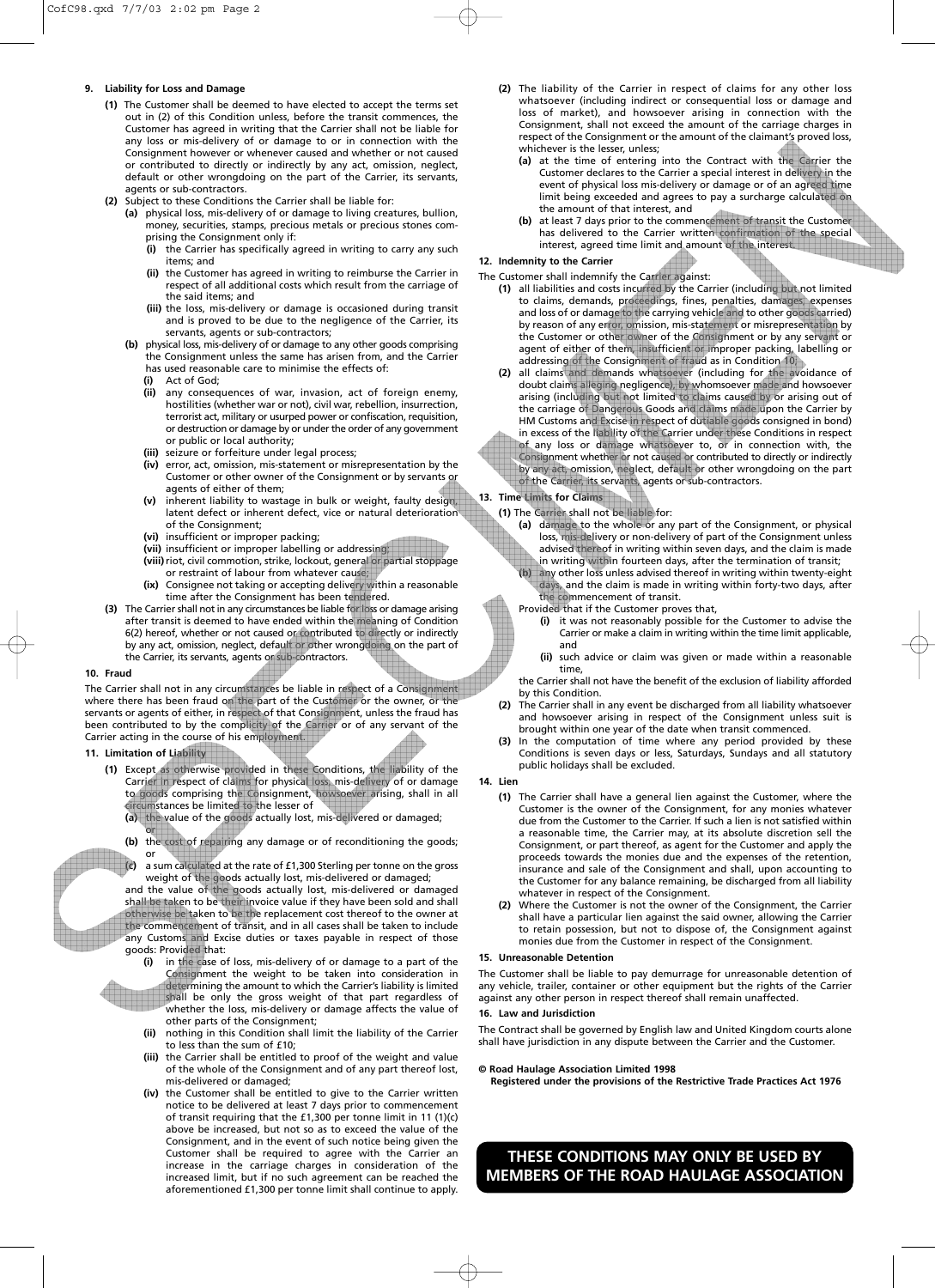**9. Liability for Loss and Damage**

**(1)** The Customer shall be deemed to have elected to accept the terms set out in (2) of this Condition unless, before the transit commences, the Customer has agreed in writing that the Carrier shall not be liable for any loss or mis-delivery of or damage to or in connection with the Consignment however or whenever caused and whether or not caused or contributed to directly or indirectly by any act, omission, neglect, default or other wrongdoing on the part of the Carrier, its servants, agents or sub-contractors.

**(2)** Subject to these Conditions the Carrier shall be liable for:

**(a)** physical loss, mis-delivery of or damage to living creatures, bullion, money, securities, stamps, precious metals or precious stones comprising the Consignment only if:

**(i)** the Carrier has specifically agreed in writing to carry any such items; and

**(ii)** the Customer has agreed in writing to reimburse the Carrier in respect of all additional costs which result from the carriage of the said items; and

**(iii)** the loss, mis-delivery or damage is occasioned during transit and is proved to be due to the negligence of the Carrier, its servants, agents or sub-contractors;

**(b)** physical loss, mis-delivery of or damage to any other goods comprising the Consignment unless the same has arisen from, and the Carrier has used reasonable care to minimise the effects of:

**(i)** Act of God;

**(ii)** any consequences of war, invasion, act of foreign enemy, hostilities (whether war or not), civil war, rebellion, insurrection, terrorist act, military or usurped power or confiscation, requisition, or destruction or damage by or under the order of any government or public or local authority;

**(iii)** seizure or forfeiture under legal process;

**(iv)** error, act, omission, mis-statement or misrepresentation by the Customer or other owner of the Consignment or by servants or agents of either of them;

**(v)** inherent liability to wastage in bulk or weight, faulty design, latent defect or inherent defect, vice or natural deterioration of the Consignment;

**(vi)** insufficient or improper packing;

**(vii)** insufficient or improper labelling or addressing;

**(viii)** riot, civil commotion, strike, lockout, general or partial stoppage or restraint of labour from whatever cause;

**(ix)** Consignee not taking or accepting delivery within a reasonable time after the Consignment has been tendered.

**(3)** The Carrier shall not in any circumstances be liable for loss or damage arising after transit is deemed to have ended within the meaning of Condition 6(2) hereof, whether or not caused or contributed to directly or indirectly by any act, omission, neglect, default or other wrongdoing on the part of the Carrier, its servants, agents or sub-contractors.

**10. Fraud**

The Carrier shall not in any circumstances be liable in respect of a Consignment where there has been fraud on the part of the Customer or the owner, or the servants or agents of either, in respect of that Consignment, unless the fraud has been contributed to by the complicity of the Carrier or of any servant of the Carrier acting in the course of his employment.

**11. Limitation of Liability**

**(1)** Except as otherwise provided in these Conditions, the liability of the Carrier in respect of claims for physical loss, mis-delivery of or damage to goods comprising the Consignment, howsoever arising, shall in all circumstances be limited to the lesser of

**(a)** the value of the goods actually lost, mis-delivered or damaged; or

**(b)** the cost of repairing any damage or of reconditioning the goods; or

**(c)** a sum calculated at the rate of £1,300 Sterling per tonne on the gross weight of the goods actually lost, mis-delivered or damaged;

and the value of the goods actually lost, mis-delivered or damaged shall be taken to be their invoice value if they have been sold and shall otherwise be taken to be the replacement cost thereof to the owner at the commencement of transit, and in all cases shall be taken to include any Customs and Excise duties or taxes payable in respect of those goods: Provided that:

**(i)** in the case of loss, mis-delivery of or damage to a part of the Consignment the weight to be taken into consideration in determining the amount to which the Carrier's liability is limited shall be only the gross weight of that part regardless of whether the loss, mis-delivery or damage affects the value of other parts of the Consignment;

**(ii)** nothing in this Condition shall limit the liability of the Carrier to less than the sum of £10;

**(iii)** the Carrier shall be entitled to proof of the weight and value of the whole of the Consignment and of any part thereof lost, mis-delivered or damaged;

**(iv)** the Customer shall be entitled to give to the Carrier written notice to be delivered at least 7 days prior to commencement of transit requiring that the £1,300 per tonne limit in 11 (1)(c) above be increased, but not so as to exceed the value of the Consignment, and in the event of such notice being given the Customer shall be required to agree with the Carrier an increase in the carriage charges in consideration of the increased limit, but if no such agreement can be reached the aforementioned £1,300 per tonne limit shall continue to apply.

**(2)** The liability of the Carrier in respect of claims for any other loss whatsoever (including indirect or consequential loss or damage and loss of market), and howsoever arising in connection with the Consignment, shall not exceed the amount of the carriage charges in respect of the Consignment or the amount of the claimant's proved loss, whichever is the lesser, unless;

**(a)** at the time of entering into the Contract with the Carrier the Customer declares to the Carrier a special interest in delivery in the event of physical loss mis-delivery or damage or of an agreed time limit being exceeded and agrees to pay a surcharge calculated on the amount of that interest, and

**(b)** at least 7 days prior to the commencement of transit the Customer has delivered to the Carrier written confirmation of the special interest, agreed time limit and amount of the interest.

**12. Indemnity to the Carrier**

The Customer shall indemnify the Carrier against:

**(1)** all liabilities and costs incurred by the Carrier (including but not limited to claims, demands, proceedings, fines, penalties, damages, expenses and loss of or damage to the carrying vehicle and to other goods carried) by reason of any error, omission, mis-statement or misrepresentation by the Customer or other owner of the Consignment or by any servant or agent of either of them, insufficient or improper packing, labelling or addressing of the Consignment or fraud as in Condition 10;

**(2)** all claims and demands whatsoever (including for the avoidance of doubt claims alleging negligence), by whomsoever made and howsoever arising (including but not limited to claims caused by or arising out of the carriage of Dangerous Goods and claims made upon the Carrier by HM Customs and Excise in respect of dutiable goods consigned in bond) in excess of the liability of the Carrier under these Conditions in respect of any loss or damage whatsoever to, or in connection with, the Consignment whether or not caused or contributed to directly or indirectly by any act, omission, neglect, default or other wrongdoing on the part of the Carrier, its servants, agents or sub-contractors.

**13. Time Limits for Claims**

**(1)** The Carrier shall not be liable for:

**(a)** damage to the whole or any part of the Consignment, or physical loss, mis-delivery or non-delivery of part of the Consignment unless advised thereof in writing within seven days, and the claim is made in writing within fourteen days, after the termination of transit;

**(b)** any other loss unless advised thereof in writing within twenty-eight days, and the claim is made in writing within forty-two days, after the commencement of transit.

Provided that if the Customer proves that,

**(i)** it was not reasonably possible for the Customer to advise the Carrier or make a claim in writing within the time limit applicable, and

**(ii)** such advice or claim was given or made within a reasonable time,

the Carrier shall not have the benefit of the exclusion of liability afforded by this Condition.

**(2)** The Carrier shall in any event be discharged from all liability whatsoever and howsoever arising in respect of the Consignment unless suit is brought within one year of the date when transit commenced.

**(3)** In the computation of time where any period provided by these Conditions is seven days or less, Saturdays, Sundays and all statutory public holidays shall be excluded.

**14. Lien**

**(1)** The Carrier shall have a general lien against the Customer, where the Customer is the owner of the Consignment, for any monies whatever due from the Customer to the Carrier. If such a lien is not satisfied within a reasonable time, the Carrier may, at its absolute discretion sell the Consignment, or part thereof, as agent for the Customer and apply the proceeds towards the monies due and the expenses of the retention, insurance and sale of the Consignment and shall, upon accounting to the Customer for any balance remaining, be discharged from all liability whatever in respect of the Consignment.

**(2)** Where the Customer is not the owner of the Consignment, the Carrier shall have a particular lien against the said owner, allowing the Carrier to retain possession, but not to dispose of, the Consignment against monies due from the Customer in respect of the Consignment.

**15. Unreasonable Detention**

The Customer shall be liable to pay demurrage for unreasonable detention of any vehicle, trailer, container or other equipment but the rights of the Carrier against any other person in respect thereof shall remain unaffected.

**16. Law and Jurisdiction**

The Contract shall be governed by English law and United Kingdom courts alone shall have jurisdiction in any dispute between the Carrier and the Customer.

**© Road Haulage Association Limited 1998**
**Registered under the provisions of the Restrictive Trade Practices Act 1976**

**THESE CONDITIONS MAY ONLY BE USED BY MEMBERS OF THE ROAD HAULAGE ASSOCIATION**